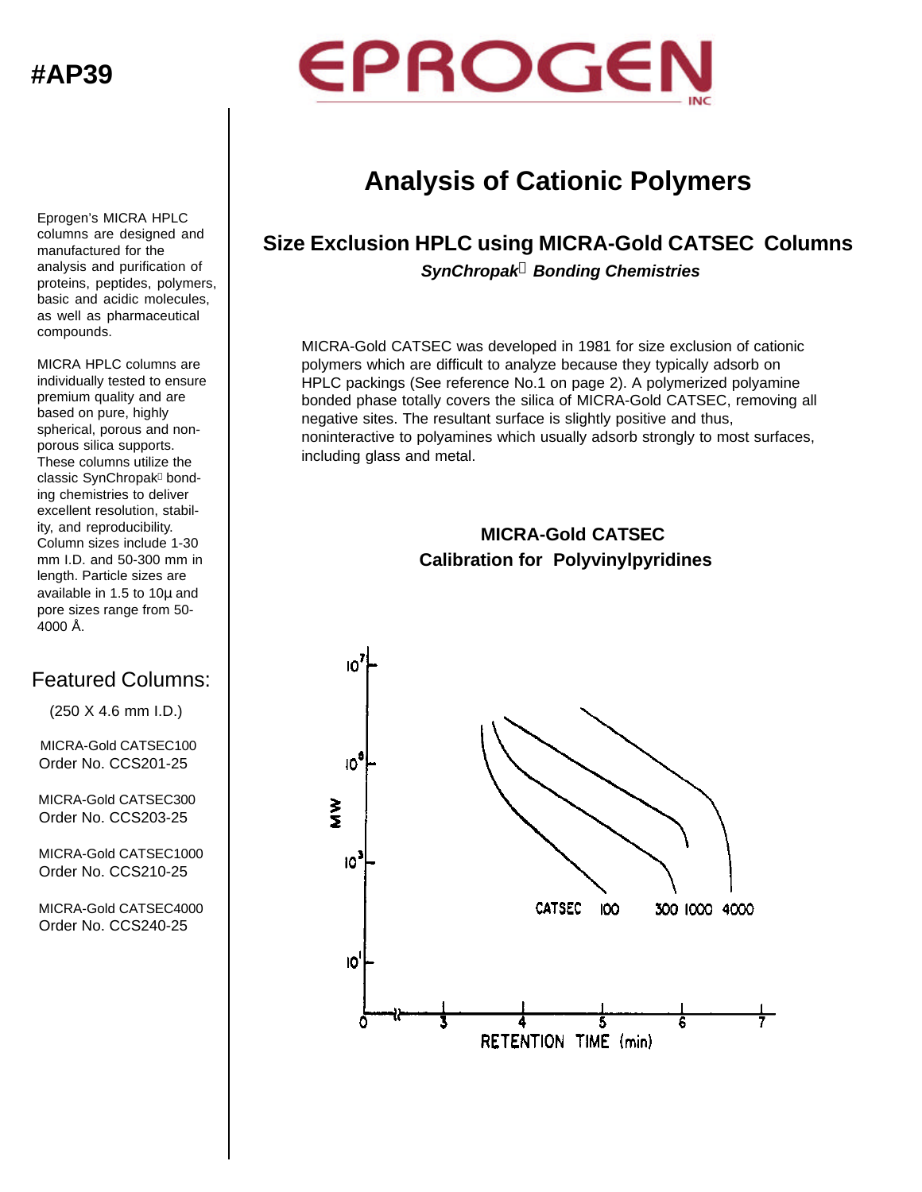#AP39

# EPROGEN INC

Eprogen's MICRA HPLC columns are designed and manufactured for the analysis and purification of proteins, peptides, polymers, basic and acidic molecules, as well as pharmaceutical compounds.

MICRA HPLC columns are individually tested to ensure premium quality and are based on pure, highly spherical, porous and non-porous silica supports. These columns utilize the classic SynChropak bonding chemistries to deliver excellent resolution, stability, and reproducibility. Column sizes include 1-30 mm I.D. and 50-300 mm in length. Particle sizes are available in 1.5 to 10µ and pore sizes range from 50-4000 Å.

## Featured Columns:

(250 X 4.6 mm I.D.)

MICRA-Gold CATSEC100
Order No. CCS201-25

MICRA-Gold CATSEC300
Order No. CCS203-25

MICRA-Gold CATSEC1000
Order No. CCS210-25

MICRA-Gold CATSEC4000
Order No. CCS240-25

# Analysis of Cationic Polymers

## Size Exclusion HPLC using MICRA-Gold CATSEC Columns

***SynChropak Bonding Chemistries***

MICRA-Gold CATSEC was developed in 1981 for size exclusion of cationic polymers which are difficult to analyze because they typically adsorb on HPLC packings (See reference No.1 on page 2). A polymerized polyamine bonded phase totally covers the silica of MICRA-Gold CATSEC, removing all negative sites. The resultant surface is slightly positive and thus, noninteractive to polyamines which usually adsorb strongly to most surfaces, including glass and metal.

**MICRA-Gold CATSEC**
**Calibration for Polyvinylpyridines**

[Chart: MW (log scale, $10^1$ to $10^7$) vs. RETENTION TIME (min), 0–7; curves labeled CATSEC 100, 300, 1000, 4000]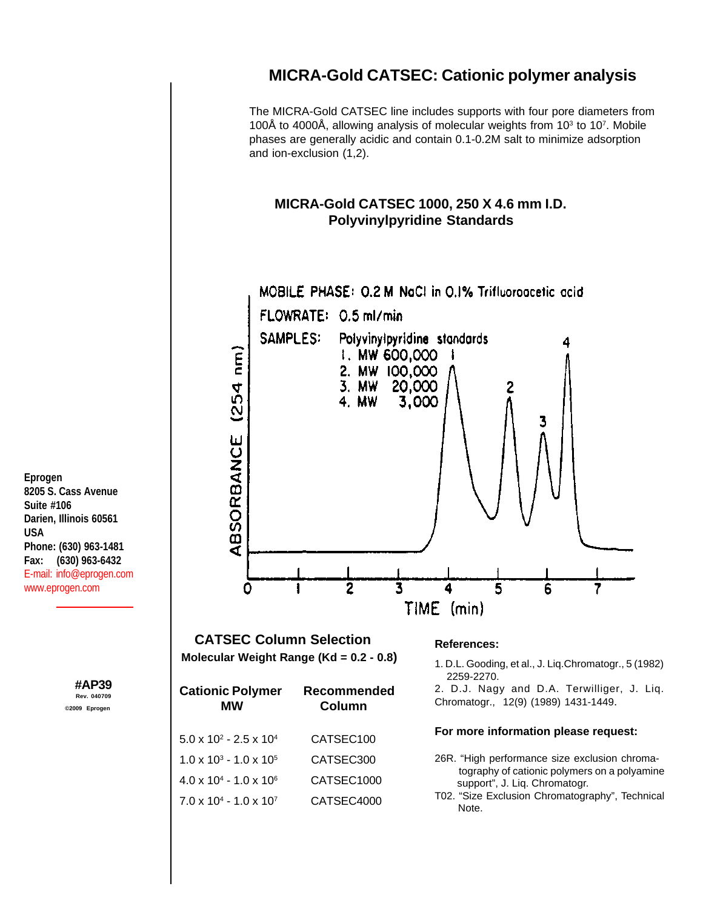# MICRA-Gold CATSEC: Cationic polymer analysis

The MICRA-Gold CATSEC line includes supports with four pore diameters from 100Å to 4000Å, allowing analysis of molecular weights from $10^3$ to $10^7$. Mobile phases are generally acidic and contain 0.1-0.2M salt to minimize adsorption and ion-exclusion (1,2).

## MICRA-Gold CATSEC 1000, 250 X 4.6 mm I.D.
## Polyvinylpyridine Standards

MOBILE PHASE: 0.2 M NaCl in 0.1% Trifluoroacetic acid

FLOWRATE: 0.5 ml/min

SAMPLES: Polyvinylpyridine standards

1. MW 600,000
2. MW 100,000
3. MW 20,000
4. MW 3,000

ABSORBANCE (254 nm)

1 2 3 4

0 1 2 3 4 5 6 7

TIME (min)

## CATSEC Column Selection

**Molecular Weight Range (Kd = 0.2 - 0.8)**

| Cationic Polymer MW | Recommended Column |
|---|---|
| $5.0 \times 10^2$ - $2.5 \times 10^4$ | CATSEC100 |
| $1.0 \times 10^3$ - $1.0 \times 10^5$ | CATSEC300 |
| $4.0 \times 10^4$ - $1.0 \times 10^6$ | CATSEC1000 |
| $7.0 \times 10^4$ - $1.0 \times 10^7$ | CATSEC4000 |

### References:

1. D.L. Gooding, et al., J. Liq.Chromatogr., 5 (1982) 2259-2270.
2. D.J. Nagy and D.A. Terwilliger, J. Liq. Chromatogr., 12(9) (1989) 1431-1449.

### For more information please request:

26R. "High performance size exclusion chromatography of cationic polymers on a polyamine support", J. Liq. Chromatogr.

T02. "Size Exclusion Chromatography", Technical Note.

**Eprogen**
**8205 S. Cass Avenue**
**Suite #106**
**Darien, Illinois 60561**
**USA**
**Phone: (630) 963-1481**
**Fax: (630) 963-6432**
E-mail: info@eprogen.com
www.eprogen.com

**#AP39**
**Rev. 040709**
**©2009 Eprogen**